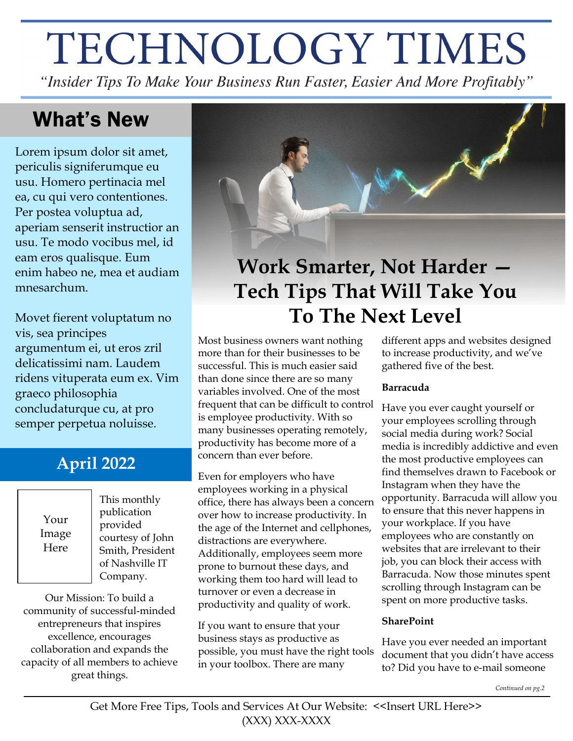# TECHNOLOGY TIMES

*"Insider Tips To Make Your Business Run Faster, Easier And More Profitably"*

## What's New

Lorem ipsum dolor sit amet, periculis signiferumque eu usu. Homero pertinacia mel ea, cu qui vero contentiones. Per postea voluptua ad, aperiam senserit instructior an usu. Te modo vocibus mel, id eam eros qualisque. Eum enim habeo ne, mea et audiam mnesarchum.

Movet fierent voluptatum no vis, sea principes argumentum ei, ut eros zril delicatissimi nam. Laudem ridens vituperata eum ex. Vim graeco philosophia concludaturque cu, at pro semper perpetua noluisse.

## April 2022

Your Image Here

This monthly publication provided courtesy of John Smith, President of Nashville IT Company.

Our Mission: To build a community of successful-minded entrepreneurs that inspires excellence, encourages collaboration and expands the capacity of all members to achieve great things.

## Work Smarter, Not Harder — Tech Tips That Will Take You To The Next Level

Most business owners want nothing more than for their businesses to be successful. This is much easier said than done since there are so many variables involved. One of the most frequent that can be difficult to control is employee productivity. With so many businesses operating remotely, productivity has become more of a concern than ever before.

Even for employers who have employees working in a physical office, there has always been a concern over how to increase productivity. In the age of the Internet and cellphones, distractions are everywhere. Additionally, employees seem more prone to burnout these days, and working them too hard will lead to turnover or even a decrease in productivity and quality of work.

If you want to ensure that your business stays as productive as possible, you must have the right tools in your toolbox. There are many different apps and websites designed to increase productivity, and we've gathered five of the best.

**Barracuda**

Have you ever caught yourself or your employees scrolling through social media during work? Social media is incredibly addictive and even the most productive employees can find themselves drawn to Facebook or Instagram when they have the opportunity. Barracuda will allow you to ensure that this never happens in your workplace. If you have employees who are constantly on websites that are irrelevant to their job, you can block their access with Barracuda. Now those minutes spent scrolling through Instagram can be spent on more productive tasks.

**SharePoint**

Have you ever needed an important document that you didn't have access to? Did you have to e-mail someone

*Continued on pg.2*

Get More Free Tips, Tools and Services At Our Website: <<Insert URL Here>>
(XXX) XXX-XXXX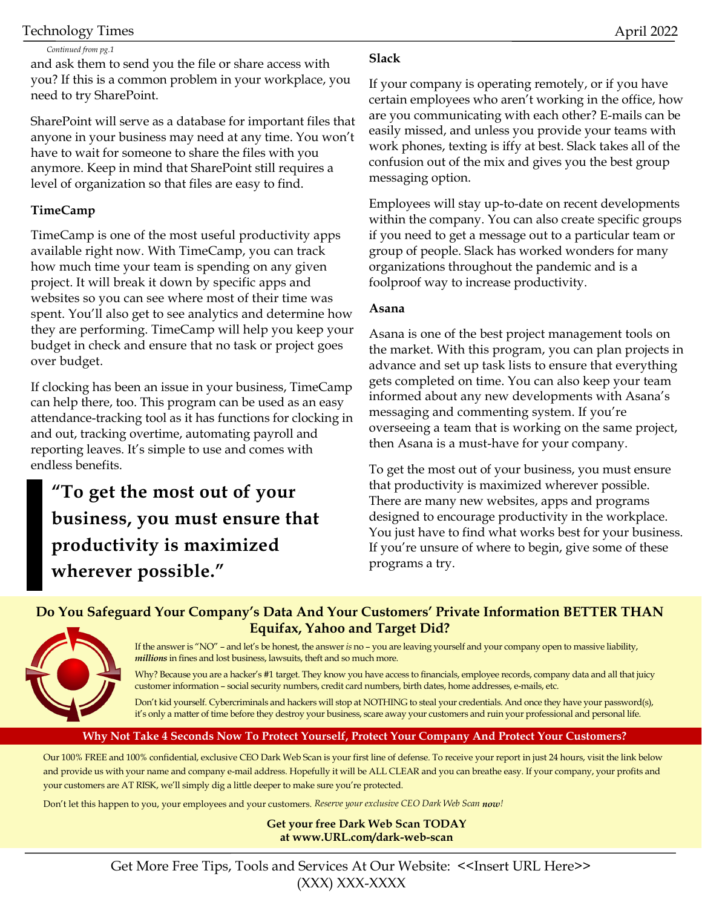*Continued from pg.1*

and ask them to send you the file or share access with you? If this is a common problem in your workplace, you need to try SharePoint.

SharePoint will serve as a database for important files that anyone in your business may need at any time. You won't have to wait for someone to share the files with you anymore. Keep in mind that SharePoint still requires a level of organization so that files are easy to find.

**TimeCamp**

TimeCamp is one of the most useful productivity apps available right now. With TimeCamp, you can track how much time your team is spending on any given project. It will break it down by specific apps and websites so you can see where most of their time was spent. You'll also get to see analytics and determine how they are performing. TimeCamp will help you keep your budget in check and ensure that no task or project goes over budget.

If clocking has been an issue in your business, TimeCamp can help there, too. This program can be used as an easy attendance-tracking tool as it has functions for clocking in and out, tracking overtime, automating payroll and reporting leaves. It's simple to use and comes with endless benefits.

> **"To get the most out of your business, you must ensure that productivity is maximized wherever possible."**

**Slack**

If your company is operating remotely, or if you have certain employees who aren't working in the office, how are you communicating with each other? E-mails can be easily missed, and unless you provide your teams with work phones, texting is iffy at best. Slack takes all of the confusion out of the mix and gives you the best group messaging option.

Employees will stay up-to-date on recent developments within the company. You can also create specific groups if you need to get a message out to a particular team or group of people. Slack has worked wonders for many organizations throughout the pandemic and is a foolproof way to increase productivity.

**Asana**

Asana is one of the best project management tools on the market. With this program, you can plan projects in advance and set up task lists to ensure that everything gets completed on time. You can also keep your team informed about any new developments with Asana's messaging and commenting system. If you're overseeing a team that is working on the same project, then Asana is a must-have for your company.

To get the most out of your business, you must ensure that productivity is maximized wherever possible. There are many new websites, apps and programs designed to encourage productivity in the workplace. You just have to find what works best for your business. If you're unsure of where to begin, give some of these programs a try.

## Do You Safeguard Your Company's Data And Your Customers' Private Information BETTER THAN Equifax, Yahoo and Target Did?

If the answer is "NO" – and let's be honest, the answer *is* no – you are leaving yourself and your company open to massive liability, ***millions*** in fines and lost business, lawsuits, theft and so much more.

Why? Because you are a hacker's #1 target. They know you have access to financials, employee records, company data and all that juicy customer information – social security numbers, credit card numbers, birth dates, home addresses, e-mails, etc.

Don't kid yourself. Cybercriminals and hackers will stop at NOTHING to steal your credentials. And once they have your password(s), it's only a matter of time before they destroy your business, scare away your customers and ruin your professional and personal life.

**Why Not Take 4 Seconds Now To Protect Yourself, Protect Your Company And Protect Your Customers?**

Our 100% FREE and 100% confidential, exclusive CEO Dark Web Scan is your first line of defense. To receive your report in just 24 hours, visit the link below and provide us with your name and company e-mail address. Hopefully it will be ALL CLEAR and you can breathe easy. If your company, your profits and your customers are AT RISK, we'll simply dig a little deeper to make sure you're protected.

Don't let this happen to you, your employees and your customers. *Reserve your exclusive CEO Dark Web Scan **now**!*

**Get your free Dark Web Scan TODAY at www.URL.com/dark-web-scan**

Get More Free Tips, Tools and Services At Our Website: <<Insert URL Here>>
(XXX) XXX-XXXX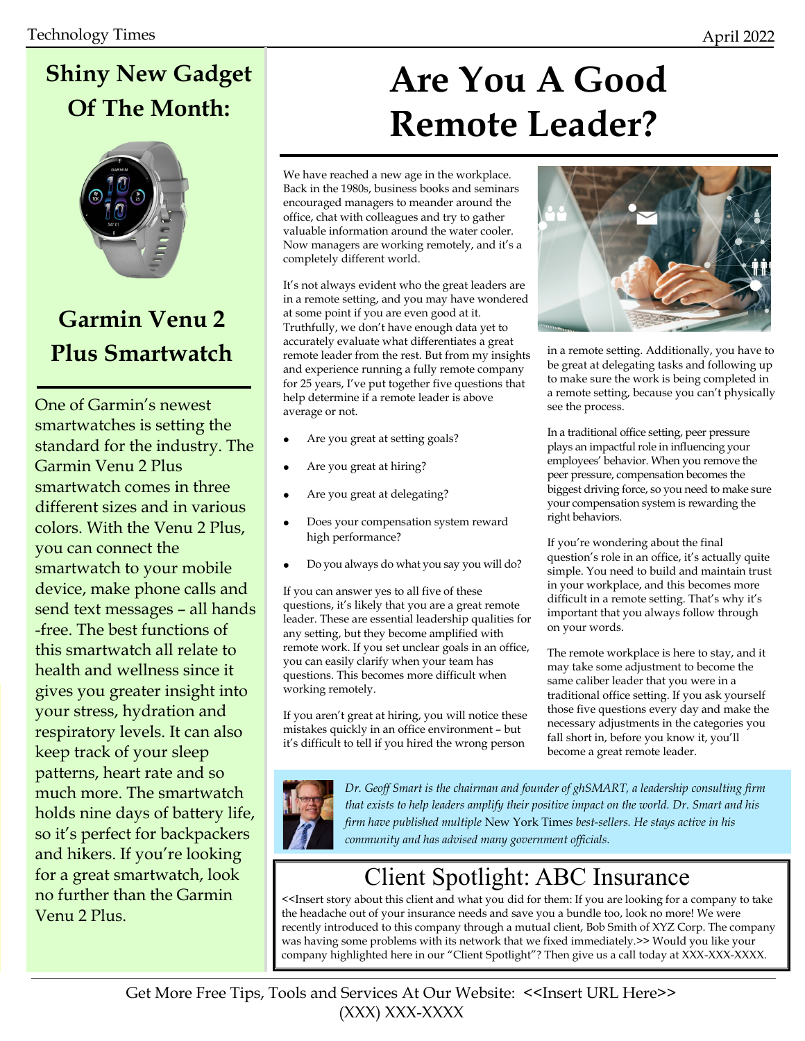## Shiny New Gadget Of The Month:

## Garmin Venu 2 Plus Smartwatch

One of Garmin's newest smartwatches is setting the standard for the industry. The Garmin Venu 2 Plus smartwatch comes in three different sizes and in various colors. With the Venu 2 Plus, you can connect the smartwatch to your mobile device, make phone calls and send text messages – all hands-free. The best functions of this smartwatch all relate to health and wellness since it gives you greater insight into your stress, hydration and respiratory levels. It can also keep track of your sleep patterns, heart rate and so much more. The smartwatch holds nine days of battery life, so it's perfect for backpackers and hikers. If you're looking for a great smartwatch, look no further than the Garmin Venu 2 Plus.

# Are You A Good Remote Leader?

We have reached a new age in the workplace. Back in the 1980s, business books and seminars encouraged managers to meander around the office, chat with colleagues and try to gather valuable information around the water cooler. Now managers are working remotely, and it's a completely different world.

It's not always evident who the great leaders are in a remote setting, and you may have wondered at some point if you are even good at it. Truthfully, we don't have enough data yet to accurately evaluate what differentiates a great remote leader from the rest. But from my insights and experience running a fully remote company for 25 years, I've put together five questions that help determine if a remote leader is above average or not.

- Are you great at setting goals?
- Are you great at hiring?
- Are you great at delegating?
- Does your compensation system reward high performance?
- Do you always do what you say you will do?

If you can answer yes to all five of these questions, it's likely that you are a great remote leader. These are essential leadership qualities for any setting, but they become amplified with remote work. If you set unclear goals in an office, you can easily clarify when your team has questions. This becomes more difficult when working remotely.

If you aren't great at hiring, you will notice these mistakes quickly in an office environment – but it's difficult to tell if you hired the wrong person in a remote setting. Additionally, you have to be great at delegating tasks and following up to make sure the work is being completed in a remote setting, because you can't physically see the process.

In a traditional office setting, peer pressure plays an impactful role in influencing your employees' behavior. When you remove the peer pressure, compensation becomes the biggest driving force, so you need to make sure your compensation system is rewarding the right behaviors.

If you're wondering about the final question's role in an office, it's actually quite simple. You need to build and maintain trust in your workplace, and this becomes more difficult in a remote setting. That's why it's important that you always follow through on your words.

The remote workplace is here to stay, and it may take some adjustment to become the same caliber leader that you were in a traditional office setting. If you ask yourself those five questions every day and make the necessary adjustments in the categories you fall short in, before you know it, you'll become a great remote leader.

*Dr. Geoff Smart is the chairman and founder of ghSMART, a leadership consulting firm that exists to help leaders amplify their positive impact on the world. Dr. Smart and his firm have published multiple* New York Times *best-sellers. He stays active in his community and has advised many government officials.*

## Client Spotlight: ABC Insurance

<<Insert story about this client and what you did for them: If you are looking for a company to take the headache out of your insurance needs and save you a bundle too, look no more! We were recently introduced to this company through a mutual client, Bob Smith of XYZ Corp. The company was having some problems with its network that we fixed immediately.>> Would you like your company highlighted here in our "Client Spotlight"? Then give us a call today at XXX-XXX-XXXX.

Get More Free Tips, Tools and Services At Our Website: <<Insert URL Here>>
(XXX) XXX-XXXX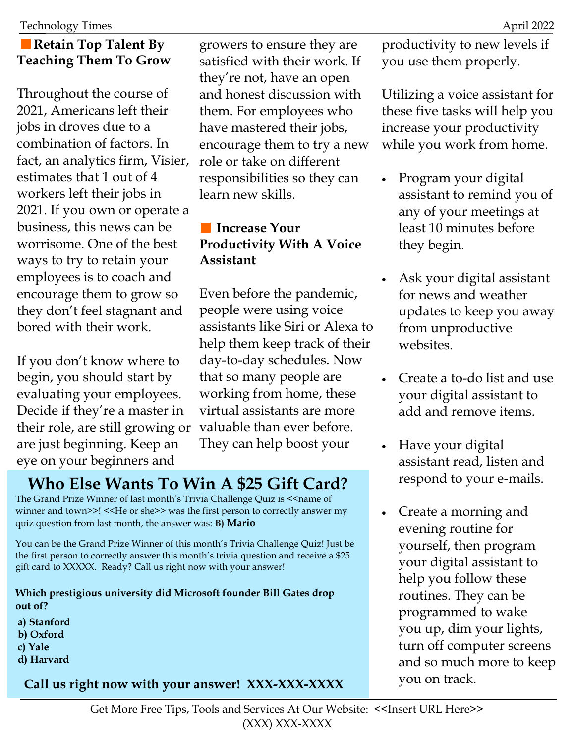## Retain Top Talent By Teaching Them To Grow

Throughout the course of 2021, Americans left their jobs in droves due to a combination of factors. In fact, an analytics firm, Visier, estimates that 1 out of 4 workers left their jobs in 2021. If you own or operate a business, this news can be worrisome. One of the best ways to try to retain your employees is to coach and encourage them to grow so they don't feel stagnant and bored with their work.

If you don't know where to begin, you should start by evaluating your employees. Decide if they're a master in their role, are still growing or are just beginning. Keep an eye on your beginners and growers to ensure they are satisfied with their work. If they're not, have an open and honest discussion with them. For employees who have mastered their jobs, encourage them to try a new role or take on different responsibilities so they can learn new skills.

## Increase Your Productivity With A Voice Assistant

Even before the pandemic, people were using voice assistants like Siri or Alexa to help them keep track of their day-to-day schedules. Now that so many people are working from home, these virtual assistants are more valuable than ever before. They can help boost your productivity to new levels if you use them properly.

Utilizing a voice assistant for these five tasks will help you increase your productivity while you work from home.

- Program your digital assistant to remind you of any of your meetings at least 10 minutes before they begin.
- Ask your digital assistant for news and weather updates to keep you away from unproductive websites.
- Create a to-do list and use your digital assistant to add and remove items.
- Have your digital assistant read, listen and respond to your e-mails.
- Create a morning and evening routine for yourself, then program your digital assistant to help you follow these routines. They can be programmed to wake you up, dim your lights, turn off computer screens and so much more to keep you on track.

## Who Else Wants To Win A $25 Gift Card?

The Grand Prize Winner of last month's Trivia Challenge Quiz is <<name of winner and town>>! <<He or she>> was the first person to correctly answer my quiz question from last month, the answer was: **B) Mario**

You can be the Grand Prize Winner of this month's Trivia Challenge Quiz! Just be the first person to correctly answer this month's trivia question and receive a $25 gift card to XXXXX. Ready? Call us right now with your answer!

**Which prestigious university did Microsoft founder Bill Gates drop out of?**

**a) Stanford**
**b) Oxford**
**c) Yale**
**d) Harvard**

**Call us right now with your answer! XXX-XXX-XXXX**

Get More Free Tips, Tools and Services At Our Website: <<Insert URL Here>>
(XXX) XXX-XXXX